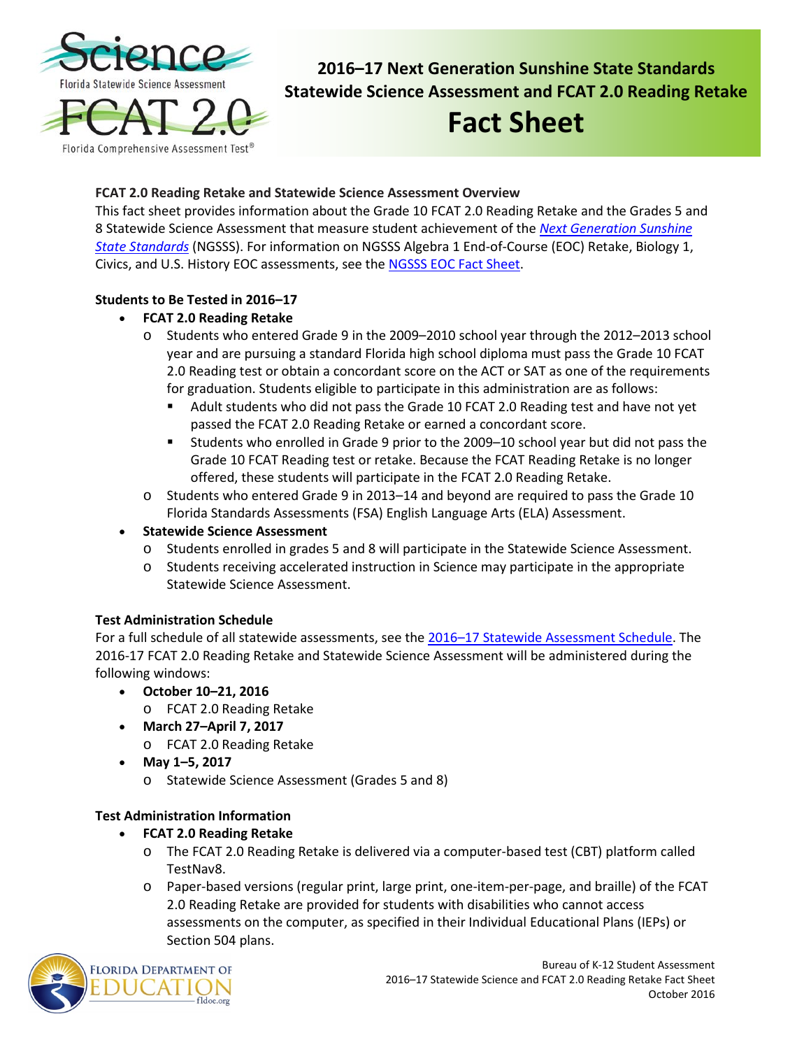# 2016–17 Next Generation Sunshine State Standards Statewide Science Assessment and FCAT 2.0 Reading Retake

# Fact Sheet

**FCAT 2.0 Reading Retake and Statewide Science Assessment Overview**

This fact sheet provides information about the Grade 10 FCAT 2.0 Reading Retake and the Grades 5 and 8 Statewide Science Assessment that measure student achievement of the *Next Generation Sunshine State Standards* (NGSSS). For information on NGSSS Algebra 1 End-of-Course (EOC) Retake, Biology 1, Civics, and U.S. History EOC assessments, see the NGSSS EOC Fact Sheet.

**Students to Be Tested in 2016–17**

- **FCAT 2.0 Reading Retake**
  - Students who entered Grade 9 in the 2009–2010 school year through the 2012–2013 school year and are pursuing a standard Florida high school diploma must pass the Grade 10 FCAT 2.0 Reading test or obtain a concordant score on the ACT or SAT as one of the requirements for graduation. Students eligible to participate in this administration are as follows:
    - Adult students who did not pass the Grade 10 FCAT 2.0 Reading test and have not yet passed the FCAT 2.0 Reading Retake or earned a concordant score.
    - Students who enrolled in Grade 9 prior to the 2009–10 school year but did not pass the Grade 10 FCAT Reading test or retake. Because the FCAT Reading Retake is no longer offered, these students will participate in the FCAT 2.0 Reading Retake.
  - Students who entered Grade 9 in 2013–14 and beyond are required to pass the Grade 10 Florida Standards Assessments (FSA) English Language Arts (ELA) Assessment.
- **Statewide Science Assessment**
  - Students enrolled in grades 5 and 8 will participate in the Statewide Science Assessment.
  - Students receiving accelerated instruction in Science may participate in the appropriate Statewide Science Assessment.

**Test Administration Schedule**

For a full schedule of all statewide assessments, see the 2016–17 Statewide Assessment Schedule. The 2016-17 FCAT 2.0 Reading Retake and Statewide Science Assessment will be administered during the following windows:

- **October 10–21, 2016**
  - FCAT 2.0 Reading Retake
- **March 27–April 7, 2017**
  - FCAT 2.0 Reading Retake
- **May 1–5, 2017**
  - Statewide Science Assessment (Grades 5 and 8)

**Test Administration Information**

- **FCAT 2.0 Reading Retake**
  - The FCAT 2.0 Reading Retake is delivered via a computer-based test (CBT) platform called TestNav8.
  - Paper-based versions (regular print, large print, one-item-per-page, and braille) of the FCAT 2.0 Reading Retake are provided for students with disabilities who cannot access assessments on the computer, as specified in their Individual Educational Plans (IEPs) or Section 504 plans.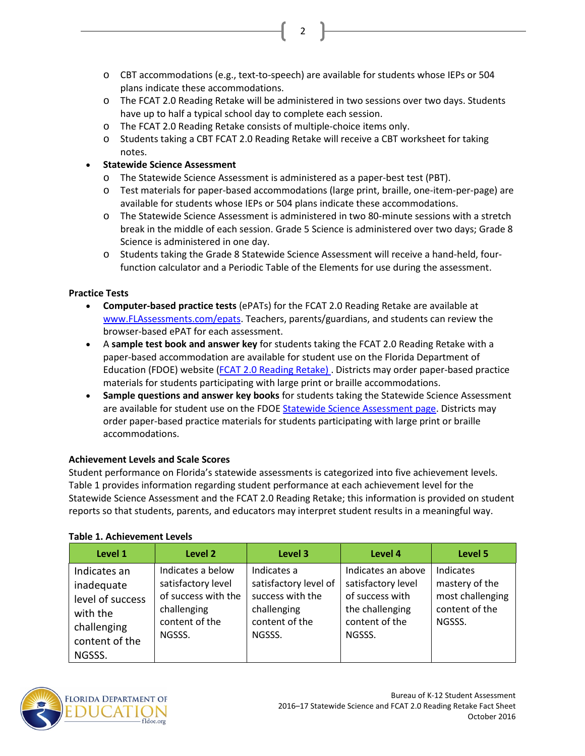- CBT accommodations (e.g., text-to-speech) are available for students whose IEPs or 504 plans indicate these accommodations.
- The FCAT 2.0 Reading Retake will be administered in two sessions over two days. Students have up to half a typical school day to complete each session.
- The FCAT 2.0 Reading Retake consists of multiple-choice items only.
- Students taking a CBT FCAT 2.0 Reading Retake will receive a CBT worksheet for taking notes.

- **Statewide Science Assessment**
  - The Statewide Science Assessment is administered as a paper-best test (PBT).
  - Test materials for paper-based accommodations (large print, braille, one-item-per-page) are available for students whose IEPs or 504 plans indicate these accommodations.
  - The Statewide Science Assessment is administered in two 80-minute sessions with a stretch break in the middle of each session. Grade 5 Science is administered over two days; Grade 8 Science is administered in one day.
  - Students taking the Grade 8 Statewide Science Assessment will receive a hand-held, four-function calculator and a Periodic Table of the Elements for use during the assessment.

**Practice Tests**

- **Computer-based practice tests** (ePATs) for the FCAT 2.0 Reading Retake are available at www.FLAssessments.com/epats. Teachers, parents/guardians, and students can review the browser-based ePAT for each assessment.
- A **sample test book and answer key** for students taking the FCAT 2.0 Reading Retake with a paper-based accommodation are available for student use on the Florida Department of Education (FDOE) website (FCAT 2.0 Reading Retake) . Districts may order paper-based practice materials for students participating with large print or braille accommodations.
- **Sample questions and answer key books** for students taking the Statewide Science Assessment are available for student use on the FDOE Statewide Science Assessment page. Districts may order paper-based practice materials for students participating with large print or braille accommodations.

**Achievement Levels and Scale Scores**

Student performance on Florida's statewide assessments is categorized into five achievement levels. Table 1 provides information regarding student performance at each achievement level for the Statewide Science Assessment and the FCAT 2.0 Reading Retake; this information is provided on student reports so that students, parents, and educators may interpret student results in a meaningful way.

**Table 1. Achievement Levels**

| Level 1 | Level 2 | Level 3 | Level 4 | Level 5 |
|---|---|---|---|---|
| Indicates an inadequate level of success with the challenging content of the NGSSS. | Indicates a below satisfactory level of success with the challenging content of the NGSSS. | Indicates a satisfactory level of success with the challenging content of the NGSSS. | Indicates an above satisfactory level of success with the challenging content of the NGSSS. | Indicates mastery of the most challenging content of the NGSSS. |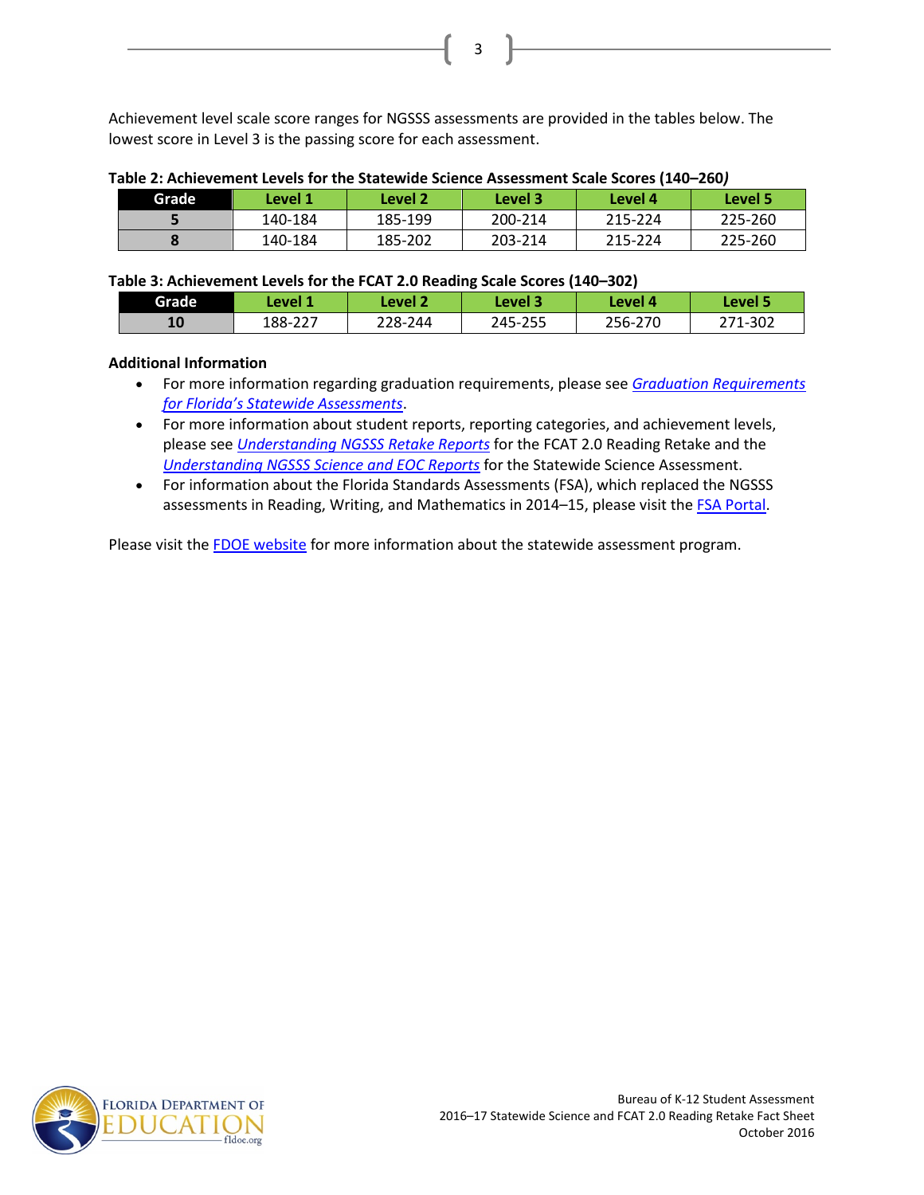Achievement level scale score ranges for NGSSS assessments are provided in the tables below. The lowest score in Level 3 is the passing score for each assessment.

**Table 2: Achievement Levels for the Statewide Science Assessment Scale Scores (140–260)**

| Grade | Level 1 | Level 2 | Level 3 | Level 4 | Level 5 |
|---|---|---|---|---|---|
| **5** | 140-184 | 185-199 | 200-214 | 215-224 | 225-260 |
| **8** | 140-184 | 185-202 | 203-214 | 215-224 | 225-260 |

**Table 3: Achievement Levels for the FCAT 2.0 Reading Scale Scores (140–302)**

| Grade | Level 1 | Level 2 | Level 3 | Level 4 | Level 5 |
|---|---|---|---|---|---|
| **10** | 188-227 | 228-244 | 245-255 | 256-270 | 271-302 |

**Additional Information**

- For more information regarding graduation requirements, please see *Graduation Requirements for Florida's Statewide Assessments*.
- For more information about student reports, reporting categories, and achievement levels, please see *Understanding NGSSS Retake Reports* for the FCAT 2.0 Reading Retake and the *Understanding NGSSS Science and EOC Reports* for the Statewide Science Assessment.
- For information about the Florida Standards Assessments (FSA), which replaced the NGSSS assessments in Reading, Writing, and Mathematics in 2014–15, please visit the FSA Portal.

Please visit the FDOE website for more information about the statewide assessment program.